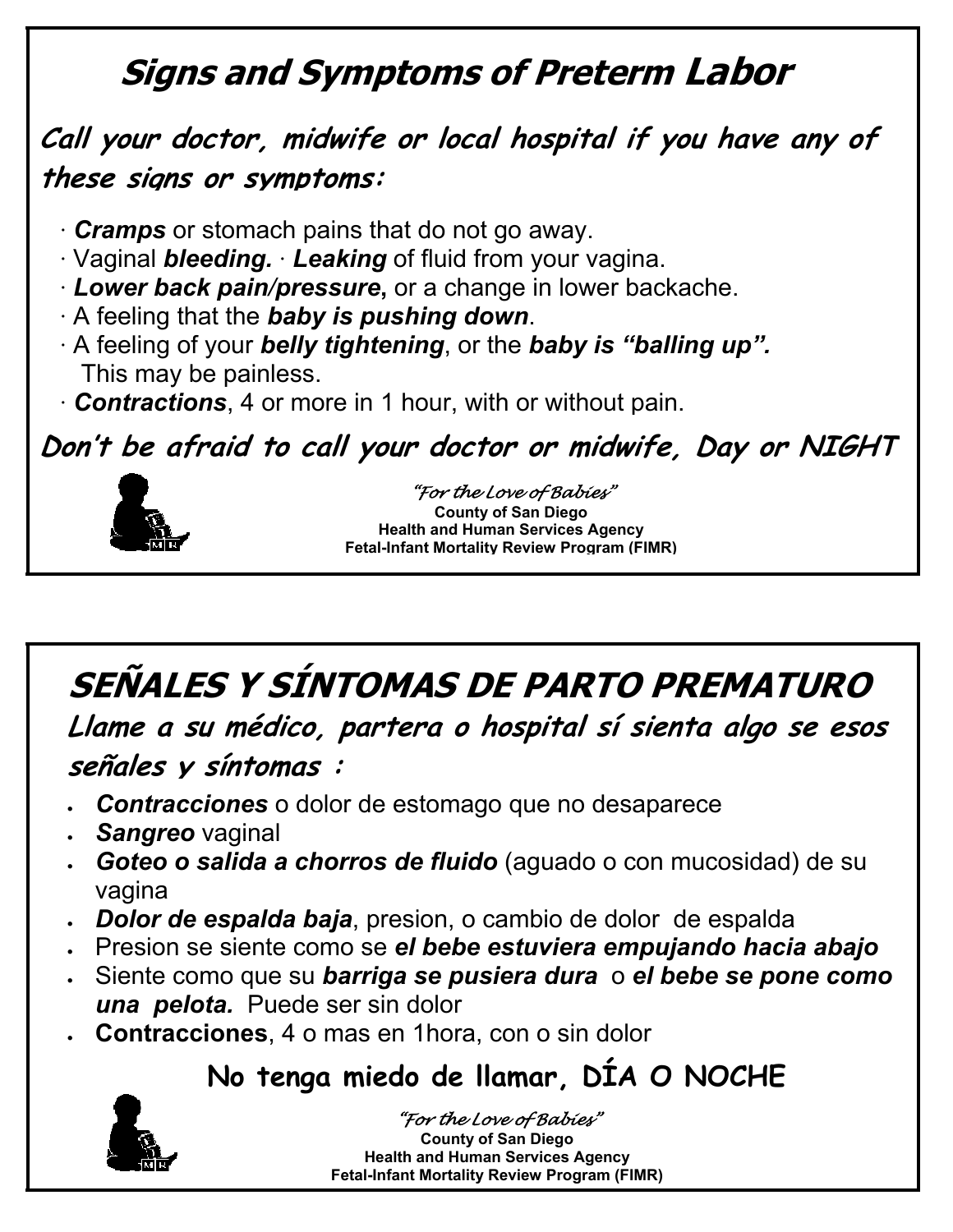# Signs and Symptoms of Preterm Labor

### *Call your doctor, midwife or local hospital if you have any of these signs or symptoms:*

· ***Cramps*** or stomach pains that do not go away.
· Vaginal ***bleeding.*** · ***Leaking*** of fluid from your vagina.
· ***Lower back pain/pressure,*** or a change in lower backache.
· A feeling that the ***baby is pushing down***.
· A feeling of your ***belly tightening***, or the ***baby is "balling up".*** This may be painless.
· ***Contractions***, 4 or more in 1 hour, with or without pain.

***Don't be afraid to call your doctor or midwife, Day or NIGHT***

*"For the Love of Babies"*
**County of San Diego**
**Health and Human Services Agency**
**Fetal-Infant Mortality Review Program (FIMR)**

---

# SEÑALES Y SÍNTOMAS DE PARTO PREMATURO

### *Llame a su médico, partera o hospital sí sienta algo se esos señales y síntomas :*

- ***Contracciones*** o dolor de estomago que no desaparece
- ***Sangreo*** vaginal
- ***Goteo o salida a chorros de fluido*** (aguado o con mucosidad) de su vagina
- ***Dolor de espalda baja***, presion, o cambio de dolor de espalda
- Presion se siente como se ***el bebe estuviera empujando hacia abajo***
- Siente como que su ***barriga se pusiera dura*** o ***el bebe se pone como una pelota.*** Puede ser sin dolor
- **Contracciones**, 4 o mas en 1hora, con o sin dolor

**No tenga miedo de llamar, DÍA O NOCHE**

*"For the Love of Babies"*
**County of San Diego**
**Health and Human Services Agency**
**Fetal-Infant Mortality Review Program (FIMR)**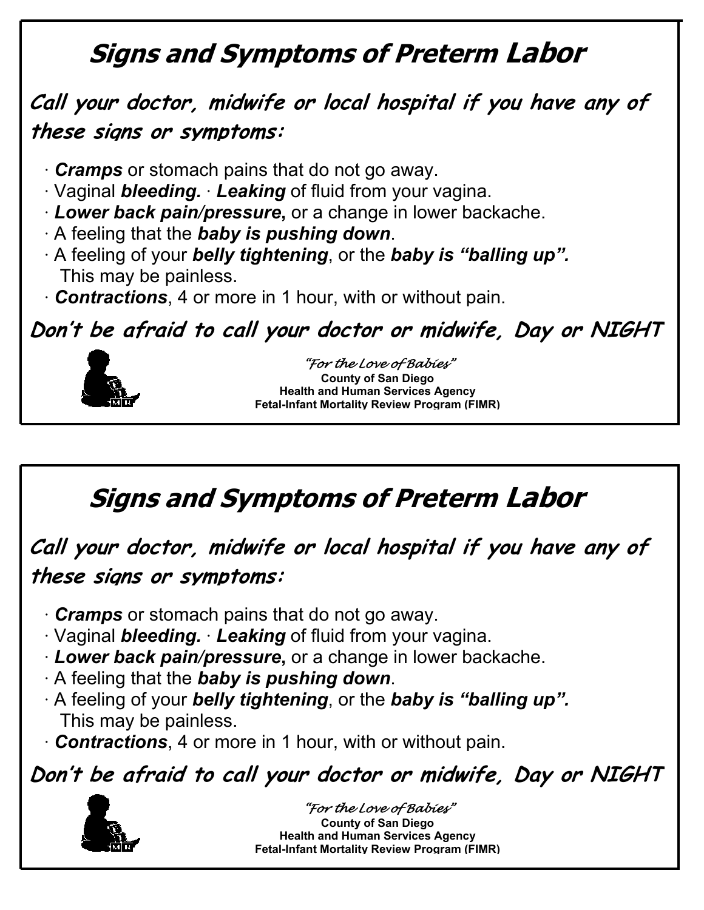# Signs and Symptoms of Preterm Labor

## Call your doctor, midwife or local hospital if you have any of these signs or symptoms:

- ***Cramps*** or stomach pains that do not go away.
- Vaginal ***bleeding.*** · ***Leaking*** of fluid from your vagina.
- ***Lower back pain/pressure,*** or a change in lower backache.
- A feeling that the ***baby is pushing down***.
- A feeling of your ***belly tightening***, or the ***baby is "balling up".*** This may be painless.
- ***Contractions***, 4 or more in 1 hour, with or without pain.

**Don't be afraid to call your doctor or midwife, Day or NIGHT**

*"For the Love of Babies"*
**County of San Diego**
**Health and Human Services Agency**
**Fetal-Infant Mortality Review Program (FIMR)**

# Signs and Symptoms of Preterm Labor

## Call your doctor, midwife or local hospital if you have any of these signs or symptoms:

- ***Cramps*** or stomach pains that do not go away.
- Vaginal ***bleeding.*** · ***Leaking*** of fluid from your vagina.
- ***Lower back pain/pressure,*** or a change in lower backache.
- A feeling that the ***baby is pushing down***.
- A feeling of your ***belly tightening***, or the ***baby is "balling up".*** This may be painless.
- ***Contractions***, 4 or more in 1 hour, with or without pain.

**Don't be afraid to call your doctor or midwife, Day or NIGHT**

*"For the Love of Babies"*
**County of San Diego**
**Health and Human Services Agency**
**Fetal-Infant Mortality Review Program (FIMR)**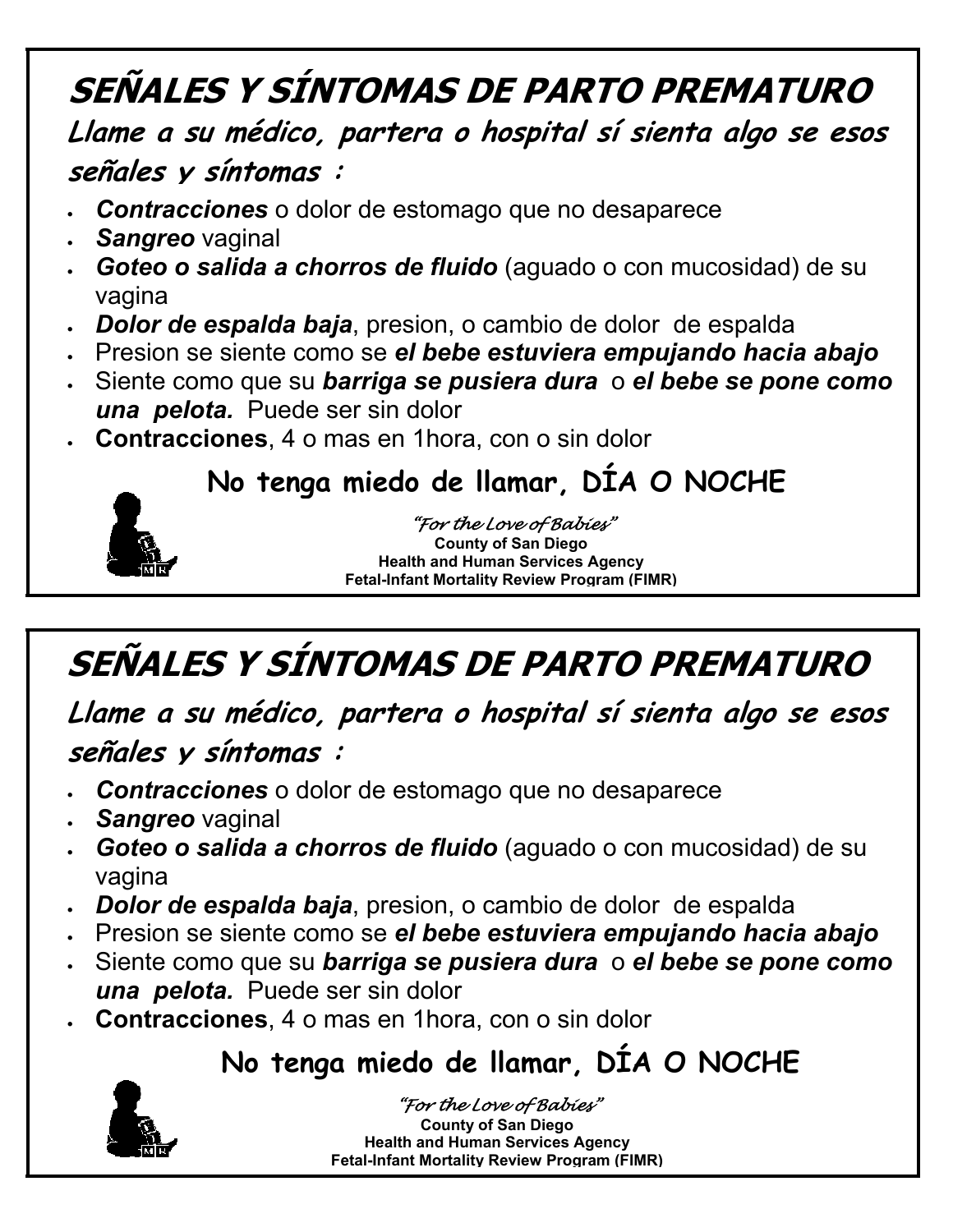# *SEÑALES Y SÍNTOMAS DE PARTO PREMATURO*

***Llame a su médico, partera o hospital sí sienta algo se esos señales y síntomas :***

- ***Contracciones*** o dolor de estomago que no desaparece
- ***Sangreo*** vaginal
- ***Goteo o salida a chorros de fluido*** (aguado o con mucosidad) de su vagina
- ***Dolor de espalda baja***, presion, o cambio de dolor de espalda
- Presion se siente como se ***el bebe estuviera empujando hacia abajo***
- Siente como que su ***barriga se pusiera dura*** o ***el bebe se pone como una pelota.*** Puede ser sin dolor
- **Contracciones**, 4 o mas en 1hora, con o sin dolor

**No tenga miedo de llamar, DÍA O NOCHE**

*"For the Love of Babies"*
**County of San Diego**
**Health and Human Services Agency**
**Fetal-Infant Mortality Review Program (FIMR)**

# *SEÑALES Y SÍNTOMAS DE PARTO PREMATURO*

***Llame a su médico, partera o hospital sí sienta algo se esos señales y síntomas :***

- ***Contracciones*** o dolor de estomago que no desaparece
- ***Sangreo*** vaginal
- ***Goteo o salida a chorros de fluido*** (aguado o con mucosidad) de su vagina
- ***Dolor de espalda baja***, presion, o cambio de dolor de espalda
- Presion se siente como se ***el bebe estuviera empujando hacia abajo***
- Siente como que su ***barriga se pusiera dura*** o ***el bebe se pone como una pelota.*** Puede ser sin dolor
- **Contracciones**, 4 o mas en 1hora, con o sin dolor

**No tenga miedo de llamar, DÍA O NOCHE**

*"For the Love of Babies"*
**County of San Diego**
**Health and Human Services Agency**
**Fetal-Infant Mortality Review Program (FIMR)**